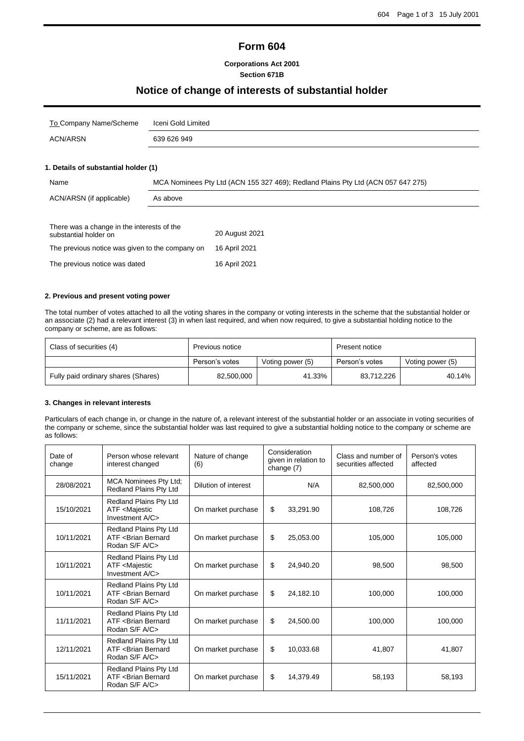# Form 604

**Corporations Act 2001**
**Section 671B**

## Notice of change of interests of substantial holder

| To Company Name/Scheme | Iceni Gold Limited |
|---|---|
| ACN/ARSN | 639 626 949 |

### 1. Details of substantial holder (1)

| Name | MCA Nominees Pty Ltd (ACN 155 327 469); Redland Plains Pty Ltd (ACN 057 647 275) |
|---|---|
| ACN/ARSN (if applicable) | As above |

| | |
|---|---|
| There was a change in the interests of the substantial holder on | 20 August 2021 |
| The previous notice was given to the company on | 16 April 2021 |
| The previous notice was dated | 16 April 2021 |

### 2. Previous and present voting power

The total number of votes attached to all the voting shares in the company or voting interests in the scheme that the substantial holder or an associate (2) had a relevant interest (3) in when last required, and when now required, to give a substantial holding notice to the company or scheme, are as follows:

| Class of securities (4) | Previous notice | | Present notice | |
|---|---|---|---|---|
| | Person's votes | Voting power (5) | Person's votes | Voting power (5) |
| Fully paid ordinary shares (Shares) | 82,500,000 | 41.33% | 83,712,226 | 40.14% |

### 3. Changes in relevant interests

Particulars of each change in, or change in the nature of, a relevant interest of the substantial holder or an associate in voting securities of the company or scheme, since the substantial holder was last required to give a substantial holding notice to the company or scheme are as follows:

| Date of change | Person whose relevant interest changed | Nature of change (6) | Consideration given in relation to change (7) | Class and number of securities affected | Person's votes affected |
|---|---|---|---|---|---|
| 28/08/2021 | MCA Nominees Pty Ltd; Redland Plains Pty Ltd | Dilution of interest | N/A | 82,500,000 | 82,500,000 |
| 15/10/2021 | Redland Plains Pty Ltd ATF <Majestic Investment A/C> | On market purchase | $ 33,291.90 | 108,726 | 108,726 |
| 10/11/2021 | Redland Plains Pty Ltd ATF <Brian Bernard Rodan S/F A/C> | On market purchase | $ 25,053.00 | 105,000 | 105,000 |
| 10/11/2021 | Redland Plains Pty Ltd ATF <Majestic Investment A/C> | On market purchase | $ 24,940.20 | 98,500 | 98,500 |
| 10/11/2021 | Redland Plains Pty Ltd ATF <Brian Bernard Rodan S/F A/C> | On market purchase | $ 24,182.10 | 100,000 | 100,000 |
| 11/11/2021 | Redland Plains Pty Ltd ATF <Brian Bernard Rodan S/F A/C> | On market purchase | $ 24,500.00 | 100,000 | 100,000 |
| 12/11/2021 | Redland Plains Pty Ltd ATF <Brian Bernard Rodan S/F A/C> | On market purchase | $ 10,033.68 | 41,807 | 41,807 |
| 15/11/2021 | Redland Plains Pty Ltd ATF <Brian Bernard Rodan S/F A/C> | On market purchase | $ 14,379.49 | 58,193 | 58,193 |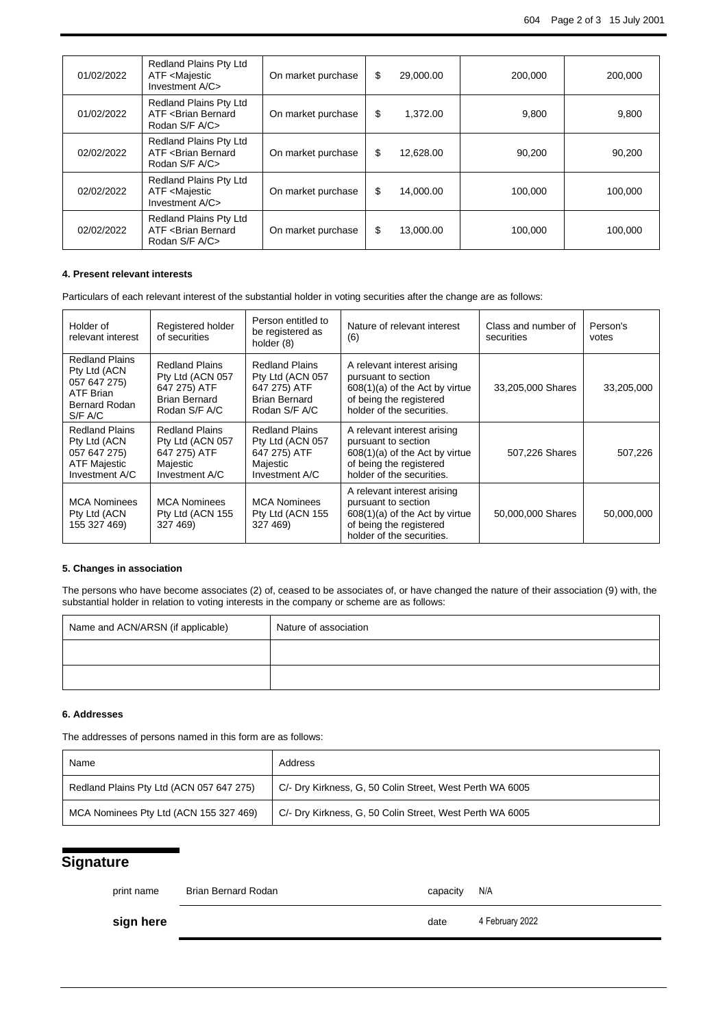| | | | | | |
|---|---|---|---|---|---|
| 01/02/2022 | Redland Plains Pty Ltd ATF <Majestic Investment A/C> | On market purchase | $ 29,000.00 | 200,000 | 200,000 |
| 01/02/2022 | Redland Plains Pty Ltd ATF <Brian Bernard Rodan S/F A/C> | On market purchase | $ 1,372.00 | 9,800 | 9,800 |
| 02/02/2022 | Redland Plains Pty Ltd ATF <Brian Bernard Rodan S/F A/C> | On market purchase | $ 12,628.00 | 90,200 | 90,200 |
| 02/02/2022 | Redland Plains Pty Ltd ATF <Majestic Investment A/C> | On market purchase | $ 14,000.00 | 100,000 | 100,000 |
| 02/02/2022 | Redland Plains Pty Ltd ATF <Brian Bernard Rodan S/F A/C> | On market purchase | $ 13,000.00 | 100,000 | 100,000 |

#### 4. Present relevant interests

Particulars of each relevant interest of the substantial holder in voting securities after the change are as follows:

| Holder of relevant interest | Registered holder of securities | Person entitled to be registered as holder (8) | Nature of relevant interest (6) | Class and number of securities | Person's votes |
|---|---|---|---|---|---|
| Redland Plains Pty Ltd (ACN 057 647 275) ATF Brian Bernard Rodan S/F A/C | Redland Plains Pty Ltd (ACN 057 647 275) ATF Brian Bernard Rodan S/F A/C | Redland Plains Pty Ltd (ACN 057 647 275) ATF Brian Bernard Rodan S/F A/C | A relevant interest arising pursuant to section 608(1)(a) of the Act by virtue of being the registered holder of the securities. | 33,205,000 Shares | 33,205,000 |
| Redland Plains Pty Ltd (ACN 057 647 275) ATF Majestic Investment A/C | Redland Plains Pty Ltd (ACN 057 647 275) ATF Majestic Investment A/C | Redland Plains Pty Ltd (ACN 057 647 275) ATF Majestic Investment A/C | A relevant interest arising pursuant to section 608(1)(a) of the Act by virtue of being the registered holder of the securities. | 507,226 Shares | 507,226 |
| MCA Nominees Pty Ltd (ACN 155 327 469) | MCA Nominees Pty Ltd (ACN 155 327 469) | MCA Nominees Pty Ltd (ACN 155 327 469) | A relevant interest arising pursuant to section 608(1)(a) of the Act by virtue of being the registered holder of the securities. | 50,000,000 Shares | 50,000,000 |

#### 5. Changes in association

The persons who have become associates (2) of, ceased to be associates of, or have changed the nature of their association (9) with, the substantial holder in relation to voting interests in the company or scheme are as follows:

| Name and ACN/ARSN (if applicable) | Nature of association |
|---|---|
| | |
| | |

#### 6. Addresses

The addresses of persons named in this form are as follows:

| Name | Address |
|---|---|
| Redland Plains Pty Ltd (ACN 057 647 275) | C/- Dry Kirkness, G, 50 Colin Street, West Perth WA 6005 |
| MCA Nominees Pty Ltd (ACN 155 327 469) | C/- Dry Kirkness, G, 50 Colin Street, West Perth WA 6005 |

## Signature

print name Brian Bernard Rodan capacity N/A

**sign here** date 4 February 2022